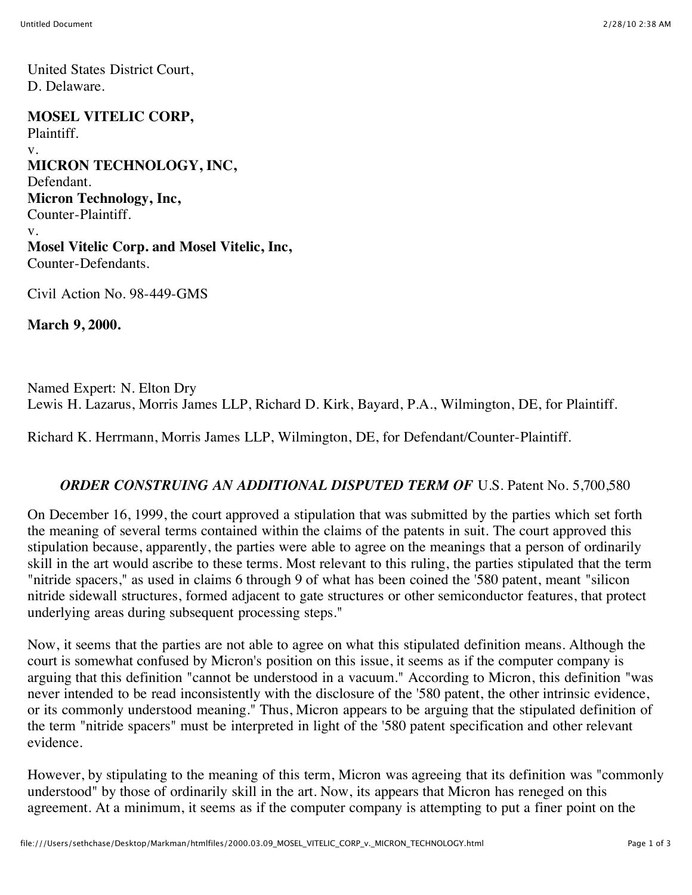United States District Court,
D. Delaware.

**MOSEL VITELIC CORP,**
Plaintiff.
v.
**MICRON TECHNOLOGY, INC,**
Defendant.
**Micron Technology, Inc,**
Counter-Plaintiff.
v.
**Mosel Vitelic Corp. and Mosel Vitelic, Inc,**
Counter-Defendants.

Civil Action No. 98-449-GMS

**March 9, 2000.**

Named Expert: N. Elton Dry
Lewis H. Lazarus, Morris James LLP, Richard D. Kirk, Bayard, P.A., Wilmington, DE, for Plaintiff.

Richard K. Herrmann, Morris James LLP, Wilmington, DE, for Defendant/Counter-Plaintiff.

***ORDER CONSTRUING AN ADDITIONAL DISPUTED TERM OF*** U.S. Patent No. 5,700,580

On December 16, 1999, the court approved a stipulation that was submitted by the parties which set forth the meaning of several terms contained within the claims of the patents in suit. The court approved this stipulation because, apparently, the parties were able to agree on the meanings that a person of ordinarily skill in the art would ascribe to these terms. Most relevant to this ruling, the parties stipulated that the term "nitride spacers," as used in claims 6 through 9 of what has been coined the '580 patent, meant "silicon nitride sidewall structures, formed adjacent to gate structures or other semiconductor features, that protect underlying areas during subsequent processing steps."

Now, it seems that the parties are not able to agree on what this stipulated definition means. Although the court is somewhat confused by Micron's position on this issue, it seems as if the computer company is arguing that this definition "cannot be understood in a vacuum." According to Micron, this definition "was never intended to be read inconsistently with the disclosure of the '580 patent, the other intrinsic evidence, or its commonly understood meaning." Thus, Micron appears to be arguing that the stipulated definition of the term "nitride spacers" must be interpreted in light of the '580 patent specification and other relevant evidence.

However, by stipulating to the meaning of this term, Micron was agreeing that its definition was "commonly understood" by those of ordinarily skill in the art. Now, its appears that Micron has reneged on this agreement. At a minimum, it seems as if the computer company is attempting to put a finer point on the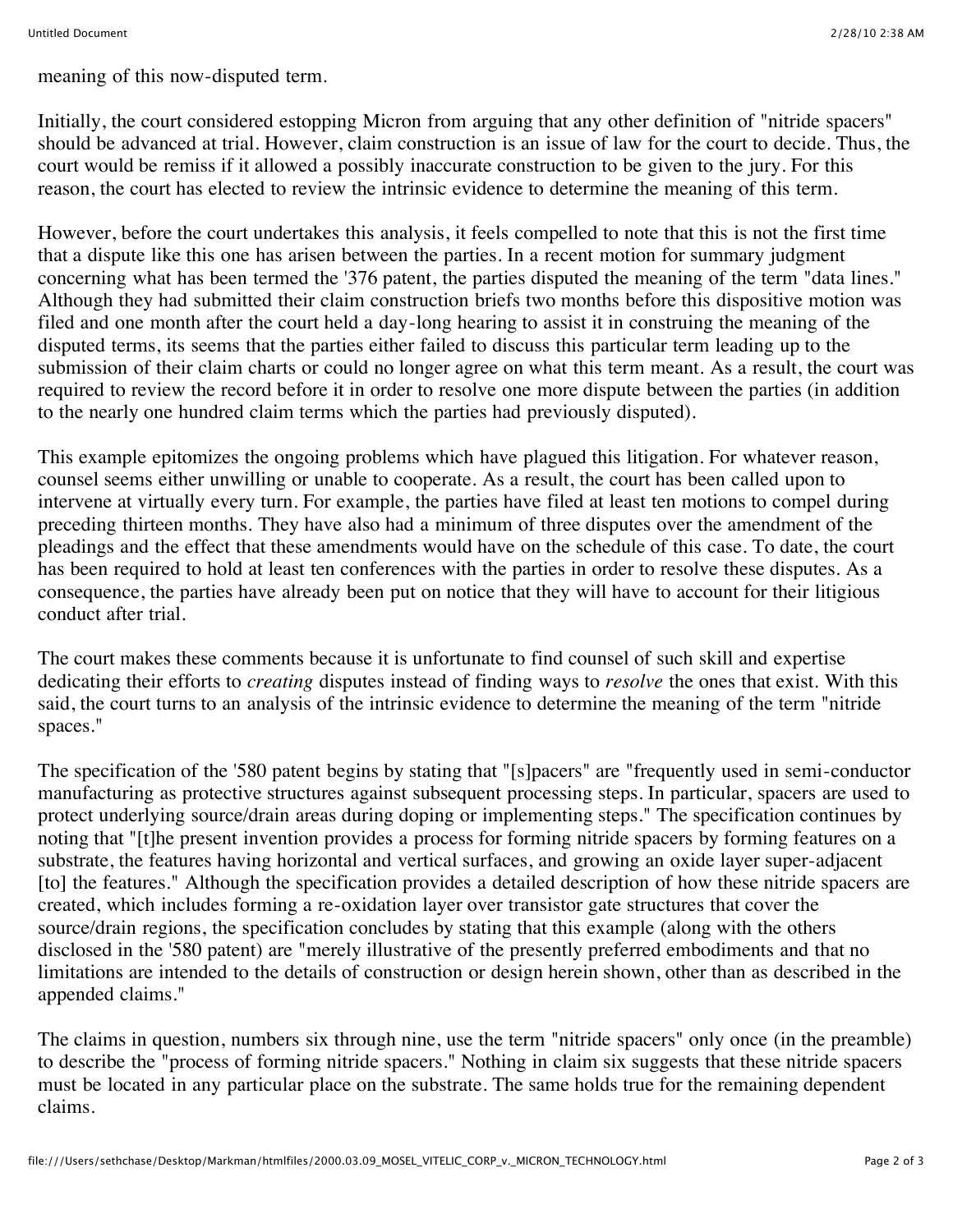meaning of this now-disputed term.

Initially, the court considered estopping Micron from arguing that any other definition of "nitride spacers" should be advanced at trial. However, claim construction is an issue of law for the court to decide. Thus, the court would be remiss if it allowed a possibly inaccurate construction to be given to the jury. For this reason, the court has elected to review the intrinsic evidence to determine the meaning of this term.

However, before the court undertakes this analysis, it feels compelled to note that this is not the first time that a dispute like this one has arisen between the parties. In a recent motion for summary judgment concerning what has been termed the '376 patent, the parties disputed the meaning of the term "data lines." Although they had submitted their claim construction briefs two months before this dispositive motion was filed and one month after the court held a day-long hearing to assist it in construing the meaning of the disputed terms, its seems that the parties either failed to discuss this particular term leading up to the submission of their claim charts or could no longer agree on what this term meant. As a result, the court was required to review the record before it in order to resolve one more dispute between the parties (in addition to the nearly one hundred claim terms which the parties had previously disputed).

This example epitomizes the ongoing problems which have plagued this litigation. For whatever reason, counsel seems either unwilling or unable to cooperate. As a result, the court has been called upon to intervene at virtually every turn. For example, the parties have filed at least ten motions to compel during preceding thirteen months. They have also had a minimum of three disputes over the amendment of the pleadings and the effect that these amendments would have on the schedule of this case. To date, the court has been required to hold at least ten conferences with the parties in order to resolve these disputes. As a consequence, the parties have already been put on notice that they will have to account for their litigious conduct after trial.

The court makes these comments because it is unfortunate to find counsel of such skill and expertise dedicating their efforts to *creating* disputes instead of finding ways to *resolve* the ones that exist. With this said, the court turns to an analysis of the intrinsic evidence to determine the meaning of the term "nitride spaces."

The specification of the '580 patent begins by stating that "[s]pacers" are "frequently used in semi-conductor manufacturing as protective structures against subsequent processing steps. In particular, spacers are used to protect underlying source/drain areas during doping or implementing steps." The specification continues by noting that "[t]he present invention provides a process for forming nitride spacers by forming features on a substrate, the features having horizontal and vertical surfaces, and growing an oxide layer super-adjacent [to] the features." Although the specification provides a detailed description of how these nitride spacers are created, which includes forming a re-oxidation layer over transistor gate structures that cover the source/drain regions, the specification concludes by stating that this example (along with the others disclosed in the '580 patent) are "merely illustrative of the presently preferred embodiments and that no limitations are intended to the details of construction or design herein shown, other than as described in the appended claims."

The claims in question, numbers six through nine, use the term "nitride spacers" only once (in the preamble) to describe the "process of forming nitride spacers." Nothing in claim six suggests that these nitride spacers must be located in any particular place on the substrate. The same holds true for the remaining dependent claims.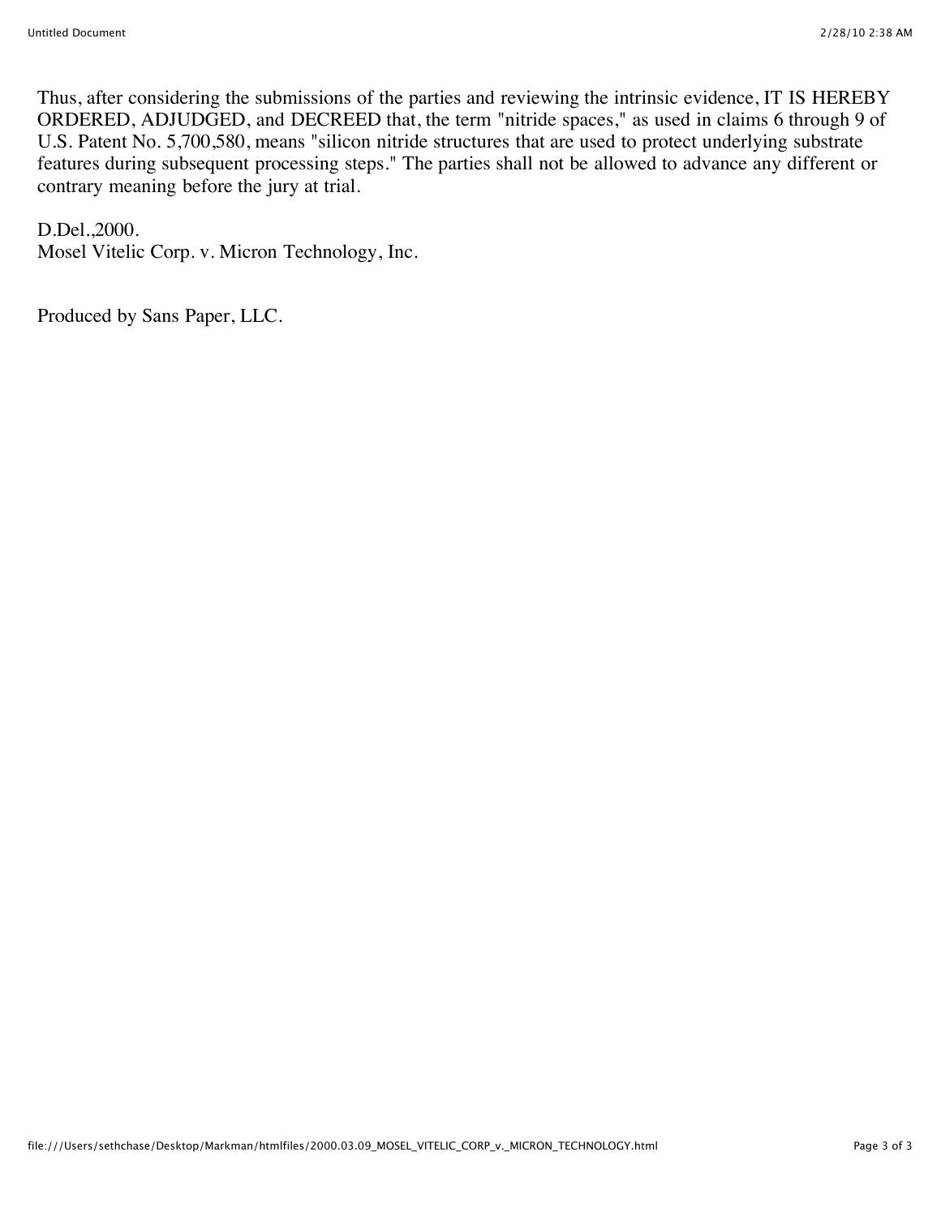Thus, after considering the submissions of the parties and reviewing the intrinsic evidence, IT IS HEREBY ORDERED, ADJUDGED, and DECREED that, the term "nitride spaces," as used in claims 6 through 9 of U.S. Patent No. 5,700,580, means "silicon nitride structures that are used to protect underlying substrate features during subsequent processing steps." The parties shall not be allowed to advance any different or contrary meaning before the jury at trial.

D.Del.,2000.
Mosel Vitelic Corp. v. Micron Technology, Inc.

Produced by Sans Paper, LLC.